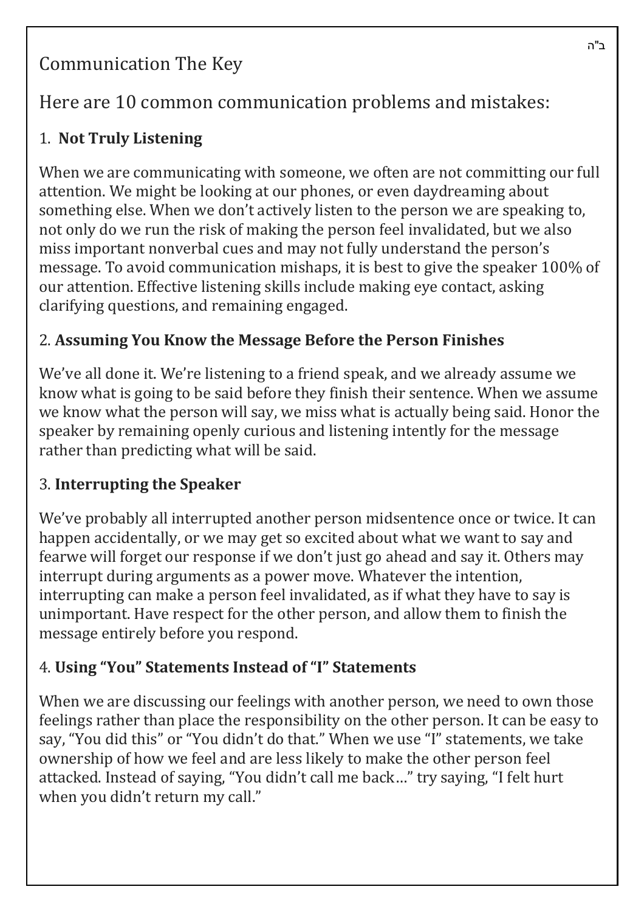ב"ה

# Communication The Key

## Here are 10 common communication problems and mistakes:

### 1. **Not Truly Listening**

When we are communicating with someone, we often are not committing our full attention. We might be looking at our phones, or even daydreaming about something else. When we don't actively listen to the person we are speaking to, not only do we run the risk of making the person feel invalidated, but we also miss important nonverbal cues and may not fully understand the person's message. To avoid communication mishaps, it is best to give the speaker 100% of our attention. Effective listening skills include making eye contact, asking clarifying questions, and remaining engaged.

### 2. **Assuming You Know the Message Before the Person Finishes**

We've all done it. We're listening to a friend speak, and we already assume we know what is going to be said before they finish their sentence. When we assume we know what the person will say, we miss what is actually being said. Honor the speaker by remaining openly curious and listening intently for the message rather than predicting what will be said.

### 3. **Interrupting the Speaker**

We've probably all interrupted another person midsentence once or twice. It can happen accidentally, or we may get so excited about what we want to say and fearwe will forget our response if we don't just go ahead and say it. Others may interrupt during arguments as a power move. Whatever the intention, interrupting can make a person feel invalidated, as if what they have to say is unimportant. Have respect for the other person, and allow them to finish the message entirely before you respond.

### 4. **Using "You" Statements Instead of "I" Statements**

When we are discussing our feelings with another person, we need to own those feelings rather than place the responsibility on the other person. It can be easy to say, "You did this" or "You didn't do that." When we use "I" statements, we take ownership of how we feel and are less likely to make the other person feel attacked. Instead of saying, "You didn't call me back…" try saying, "I felt hurt when you didn't return my call."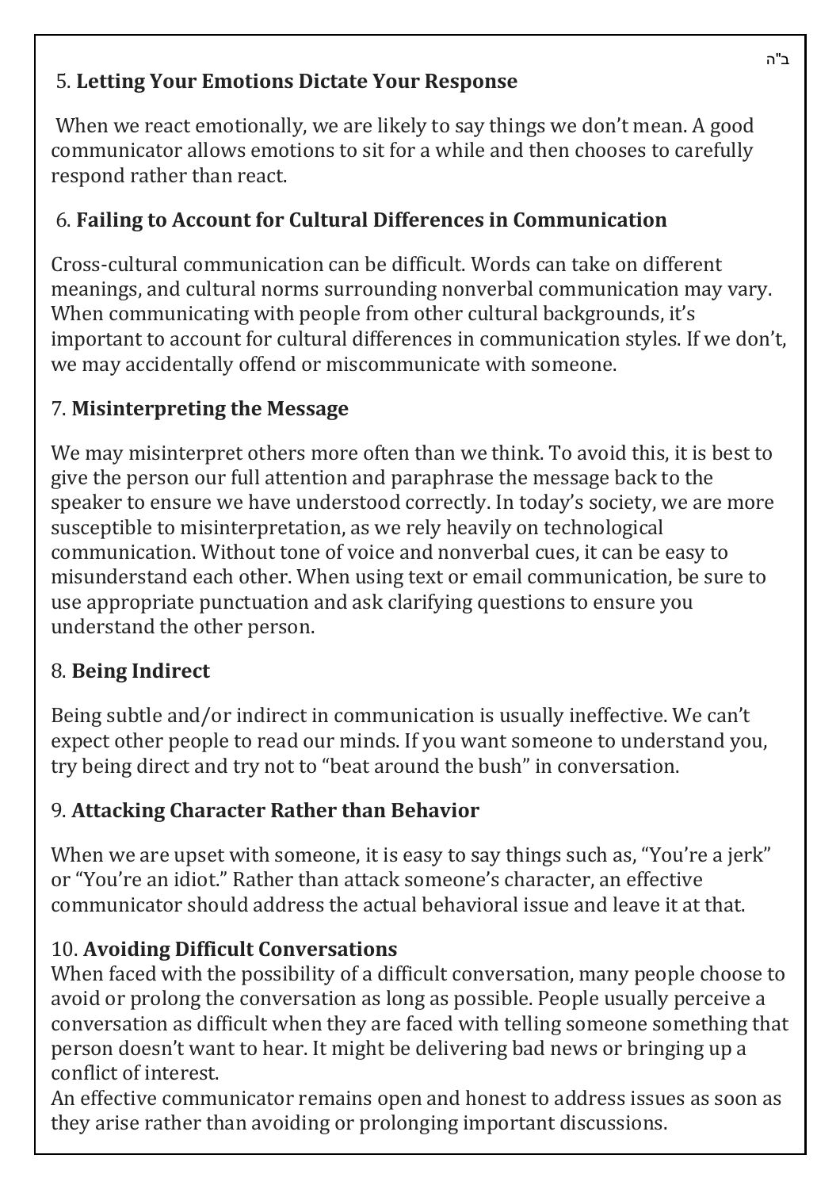### 5. Letting Your Emotions Dictate Your Response

When we react emotionally, we are likely to say things we don't mean. A good communicator allows emotions to sit for a while and then chooses to carefully respond rather than react.

### 6. Failing to Account for Cultural Differences in Communication

Cross-cultural communication can be difficult. Words can take on different meanings, and cultural norms surrounding nonverbal communication may vary. When communicating with people from other cultural backgrounds, it's important to account for cultural differences in communication styles. If we don't, we may accidentally offend or miscommunicate with someone.

### 7. Misinterpreting the Message

We may misinterpret others more often than we think. To avoid this, it is best to give the person our full attention and paraphrase the message back to the speaker to ensure we have understood correctly. In today's society, we are more susceptible to misinterpretation, as we rely heavily on technological communication. Without tone of voice and nonverbal cues, it can be easy to misunderstand each other. When using text or email communication, be sure to use appropriate punctuation and ask clarifying questions to ensure you understand the other person.

### 8. Being Indirect

Being subtle and/or indirect in communication is usually ineffective. We can't expect other people to read our minds. If you want someone to understand you, try being direct and try not to "beat around the bush" in conversation.

### 9. Attacking Character Rather than Behavior

When we are upset with someone, it is easy to say things such as, "You're a jerk" or "You're an idiot." Rather than attack someone's character, an effective communicator should address the actual behavioral issue and leave it at that.

### 10. Avoiding Difficult Conversations

When faced with the possibility of a difficult conversation, many people choose to avoid or prolong the conversation as long as possible. People usually perceive a conversation as difficult when they are faced with telling someone something that person doesn't want to hear. It might be delivering bad news or bringing up a conflict of interest.

An effective communicator remains open and honest to address issues as soon as they arise rather than avoiding or prolonging important discussions.